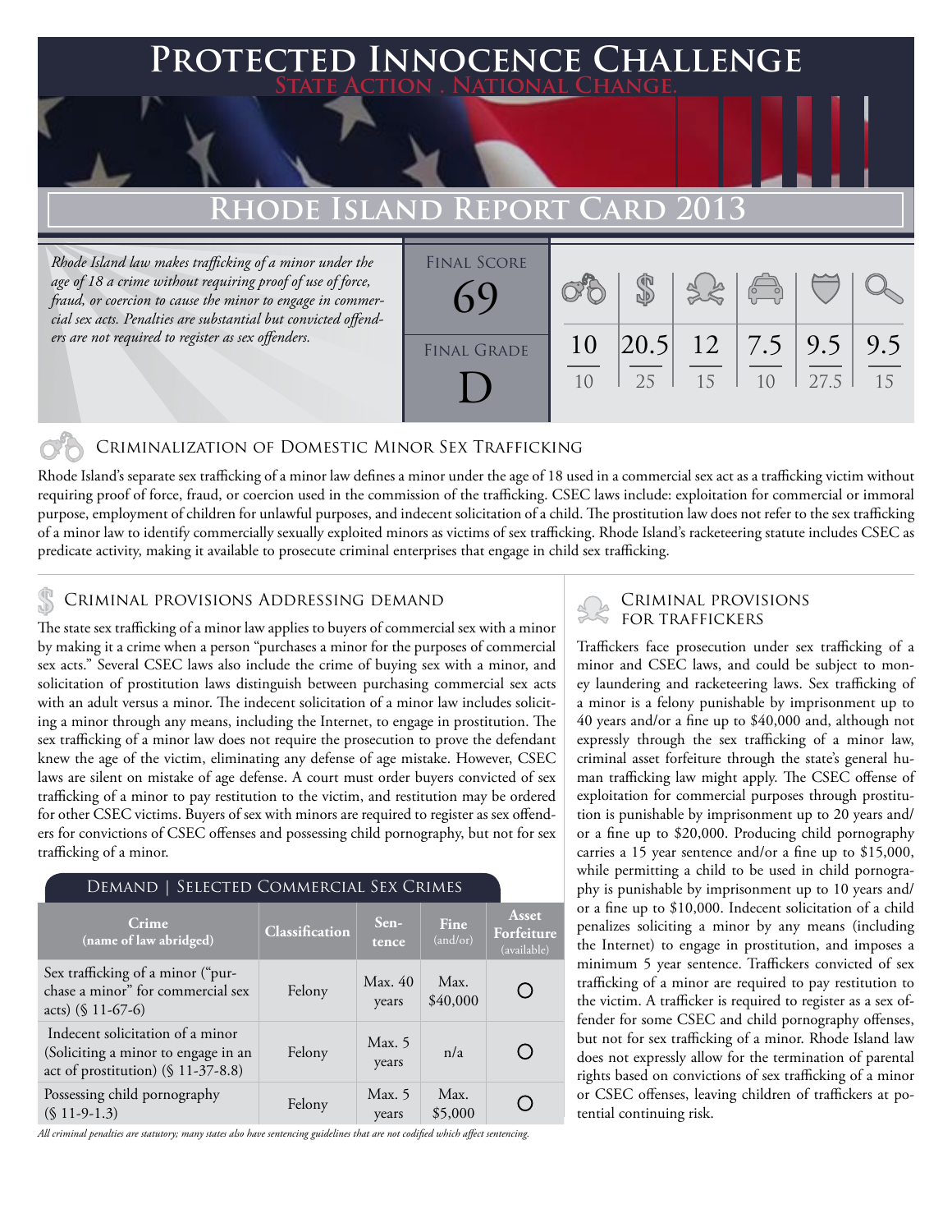# Protected Innocence Challenge

State Action . National Change.

## Rhode Island Report Card 2013

*Rhode Island law makes trafficking of a minor under the age of 18 a crime without requiring proof of use of force, fraud, or coercion to cause the minor to engage in commercial sex acts. Penalties are substantial but convicted offenders are not required to register as sex offenders.*

| Final Score | Final Grade |
|---|---|
| 69 | D |

| Criminalization of Domestic Minor Sex Trafficking | Criminal Provisions Addressing Demand | Criminal Provisions for Traffickers | Criminal Provisions for Facilitators | Protective Provisions for the Child Victims | Criminal Justice Tools for Investigation and Prosecutions |
|---|---|---|---|---|---|
| 10 / 10 | 20.5 / 25 | 12 / 15 | 7.5 / 10 | 9.5 / 27.5 | 9.5 / 15 |

### Criminalization of Domestic Minor Sex Trafficking

Rhode Island's separate sex trafficking of a minor law defines a minor under the age of 18 used in a commercial sex act as a trafficking victim without requiring proof of force, fraud, or coercion used in the commission of the trafficking. CSEC laws include: exploitation for commercial or immoral purpose, employment of children for unlawful purposes, and indecent solicitation of a child. The prostitution law does not refer to the sex trafficking of a minor law to identify commercially sexually exploited minors as victims of sex trafficking. Rhode Island's racketeering statute includes CSEC as predicate activity, making it available to prosecute criminal enterprises that engage in child sex trafficking.

### Criminal provisions Addressing demand

The state sex trafficking of a minor law applies to buyers of commercial sex with a minor by making it a crime when a person "purchases a minor for the purposes of commercial sex acts." Several CSEC laws also include the crime of buying sex with a minor, and solicitation of prostitution laws distinguish between purchasing commercial sex acts with an adult versus a minor. The indecent solicitation of a minor law includes soliciting a minor through any means, including the Internet, to engage in prostitution. The sex trafficking of a minor law does not require the prosecution to prove the defendant knew the age of the victim, eliminating any defense of age mistake. However, CSEC laws are silent on mistake of age defense. A court must order buyers convicted of sex trafficking of a minor to pay restitution to the victim, and restitution may be ordered for other CSEC victims. Buyers of sex with minors are required to register as sex offenders for convictions of CSEC offenses and possessing child pornography, but not for sex trafficking of a minor.

**Demand | Selected Commercial Sex Crimes**

| Crime (name of law abridged) | Classification | Sentence | Fine (and/or) | Asset Forfeiture (available) |
|---|---|---|---|---|
| Sex trafficking of a minor ("purchase a minor" for commercial sex acts) (§ 11-67-6) | Felony | Max. 40 years | Max. $40,000 | ○ |
| Indecent solicitation of a minor (Soliciting a minor to engage in an act of prostitution) (§ 11-37-8.8) | Felony | Max. 5 years | n/a | ○ |
| Possessing child pornography (§ 11-9-1.3) | Felony | Max. 5 years | Max. $5,000 | ○ |

*All criminal penalties are statutory; many states also have sentencing guidelines that are not codified which affect sentencing.*

### Criminal provisions for traffickers

Traffickers face prosecution under sex trafficking of a minor and CSEC laws, and could be subject to money laundering and racketeering laws. Sex trafficking of a minor is a felony punishable by imprisonment up to 40 years and/or a fine up to $40,000 and, although not expressly through the sex trafficking of a minor law, criminal asset forfeiture through the state's general human trafficking law might apply. The CSEC offense of exploitation for commercial purposes through prostitution is punishable by imprisonment up to 20 years and/or a fine up to $20,000. Producing child pornography carries a 15 year sentence and/or a fine up to $15,000, while permitting a child to be used in child pornography is punishable by imprisonment up to 10 years and/or a fine up to $10,000. Indecent solicitation of a child penalizes soliciting a minor by any means (including the Internet) to engage in prostitution, and imposes a minimum 5 year sentence. Traffickers convicted of sex trafficking of a minor are required to pay restitution to the victim. A trafficker is required to register as a sex offender for some CSEC and child pornography offenses, but not for sex trafficking of a minor. Rhode Island law does not expressly allow for the termination of parental rights based on convictions of sex trafficking of a minor or CSEC offenses, leaving children of traffickers at potential continuing risk.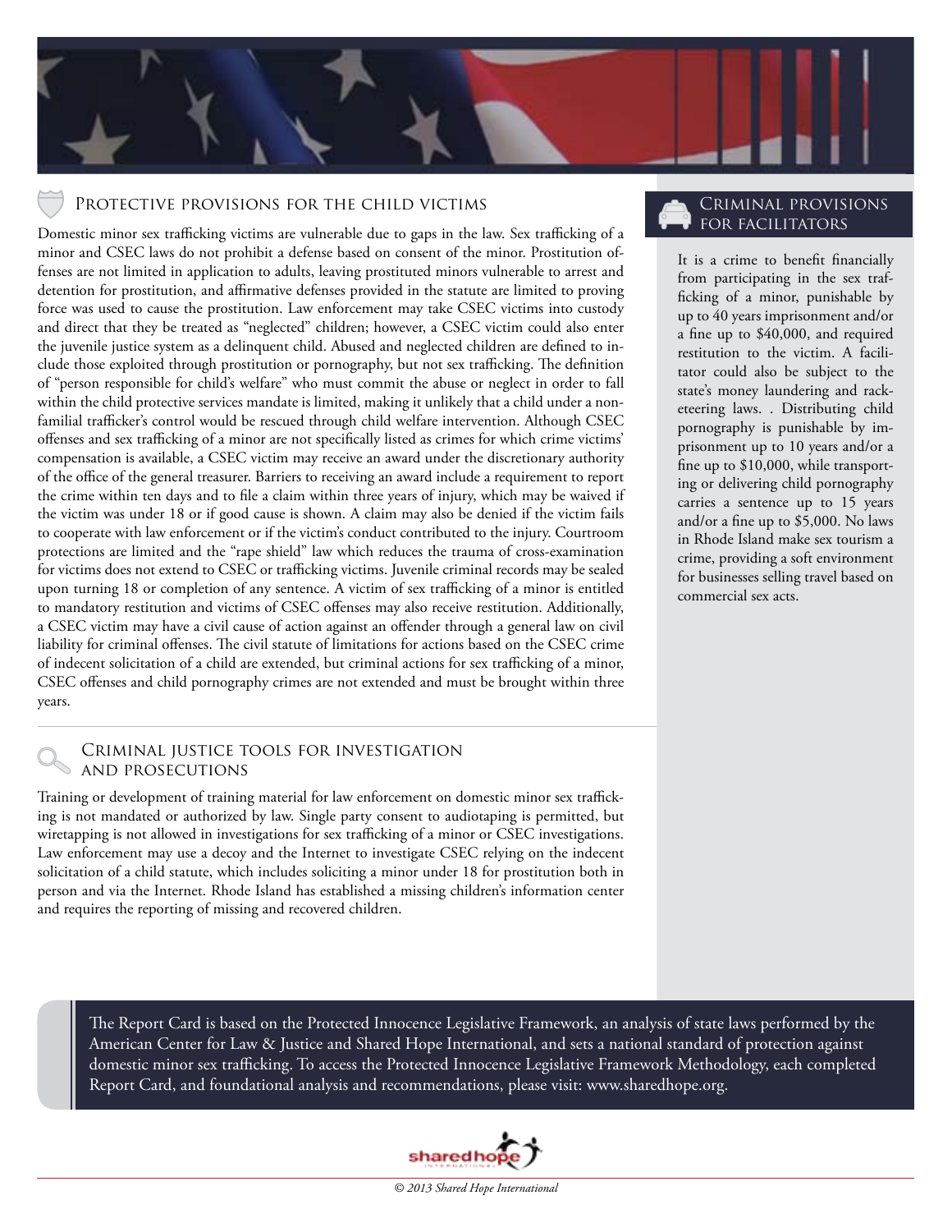## Protective provisions for the child victims

Domestic minor sex trafficking victims are vulnerable due to gaps in the law. Sex trafficking of a minor and CSEC laws do not prohibit a defense based on consent of the minor. Prostitution offenses are not limited in application to adults, leaving prostituted minors vulnerable to arrest and detention for prostitution, and affirmative defenses provided in the statute are limited to proving force was used to cause the prostitution. Law enforcement may take CSEC victims into custody and direct that they be treated as "neglected" children; however, a CSEC victim could also enter the juvenile justice system as a delinquent child. Abused and neglected children are defined to include those exploited through prostitution or pornography, but not sex trafficking. The definition of "person responsible for child's welfare" who must commit the abuse or neglect in order to fall within the child protective services mandate is limited, making it unlikely that a child under a non-familial trafficker's control would be rescued through child welfare intervention. Although CSEC offenses and sex trafficking of a minor are not specifically listed as crimes for which crime victims' compensation is available, a CSEC victim may receive an award under the discretionary authority of the office of the general treasurer. Barriers to receiving an award include a requirement to report the crime within ten days and to file a claim within three years of injury, which may be waived if the victim was under 18 or if good cause is shown. A claim may also be denied if the victim fails to cooperate with law enforcement or if the victim's conduct contributed to the injury. Courtroom protections are limited and the "rape shield" law which reduces the trauma of cross-examination for victims does not extend to CSEC or trafficking victims. Juvenile criminal records may be sealed upon turning 18 or completion of any sentence. A victim of sex trafficking of a minor is entitled to mandatory restitution and victims of CSEC offenses may also receive restitution. Additionally, a CSEC victim may have a civil cause of action against an offender through a general law on civil liability for criminal offenses. The civil statute of limitations for actions based on the CSEC crime of indecent solicitation of a child are extended, but criminal actions for sex trafficking of a minor, CSEC offenses and child pornography crimes are not extended and must be brought within three years.

## Criminal justice tools for investigation and prosecutions

Training or development of training material for law enforcement on domestic minor sex trafficking is not mandated or authorized by law. Single party consent to audiotaping is permitted, but wiretapping is not allowed in investigations for sex trafficking of a minor or CSEC investigations. Law enforcement may use a decoy and the Internet to investigate CSEC relying on the indecent solicitation of a child statute, which includes soliciting a minor under 18 for prostitution both in person and via the Internet. Rhode Island has established a missing children's information center and requires the reporting of missing and recovered children.

## Criminal provisions for facilitators

It is a crime to benefit financially from participating in the sex trafficking of a minor, punishable by up to 40 years imprisonment and/or a fine up to $40,000, and required restitution to the victim. A facilitator could also be subject to the state's money laundering and racketeering laws. . Distributing child pornography is punishable by imprisonment up to 10 years and/or a fine up to $10,000, while transporting or delivering child pornography carries a sentence up to 15 years and/or a fine up to $5,000. No laws in Rhode Island make sex tourism a crime, providing a soft environment for businesses selling travel based on commercial sex acts.

The Report Card is based on the Protected Innocence Legislative Framework, an analysis of state laws performed by the American Center for Law & Justice and Shared Hope International, and sets a national standard of protection against domestic minor sex trafficking. To access the Protected Innocence Legislative Framework Methodology, each completed Report Card, and foundational analysis and recommendations, please visit: www.sharedhope.org.

shared hope INTERNATIONAL

*© 2013 Shared Hope International*